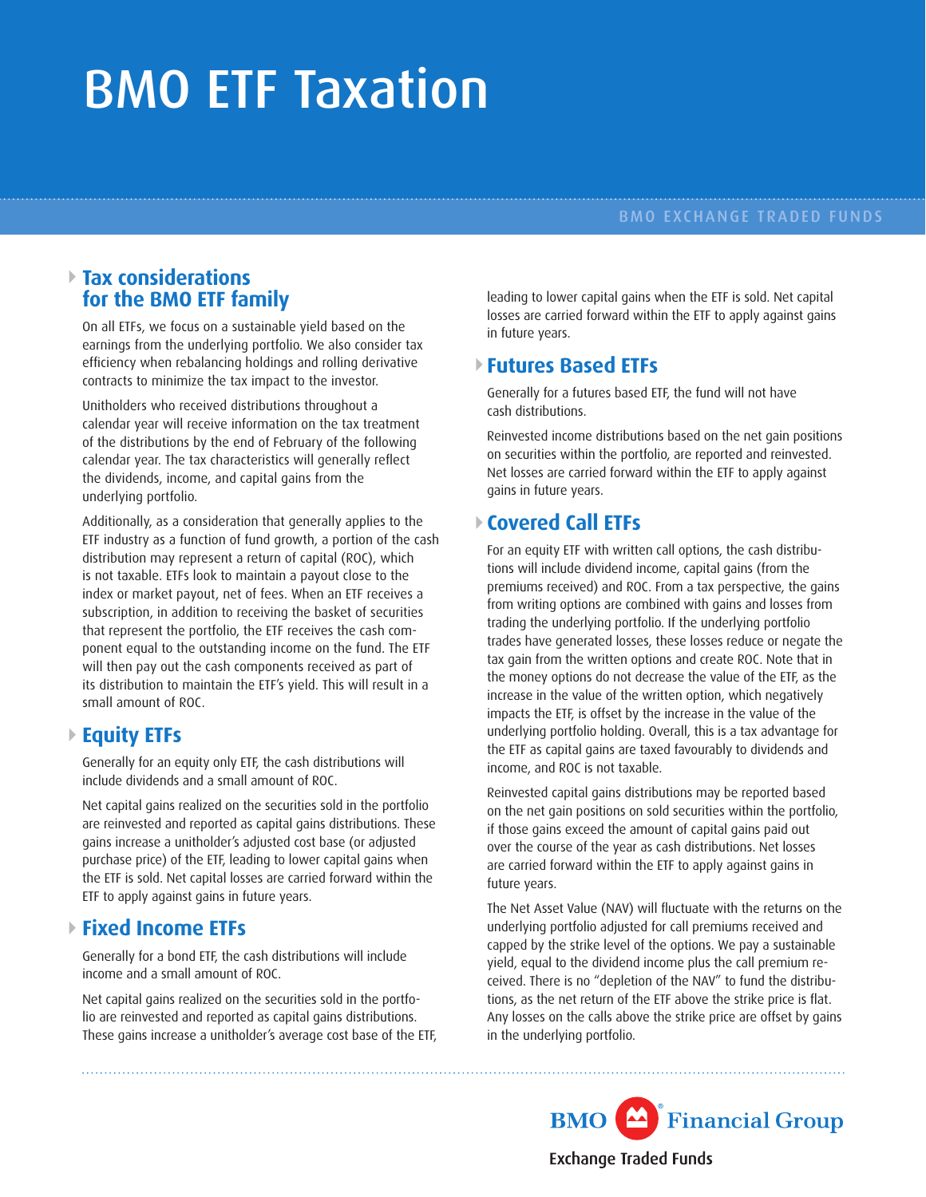# BMO ETF Taxation

BMO EXCHANGE TRADED FUNDS

## Tax considerations for the BMO ETF family

On all ETFs, we focus on a sustainable yield based on the earnings from the underlying portfolio. We also consider tax efficiency when rebalancing holdings and rolling derivative contracts to minimize the tax impact to the investor.

Unitholders who received distributions throughout a calendar year will receive information on the tax treatment of the distributions by the end of February of the following calendar year. The tax characteristics will generally reflect the dividends, income, and capital gains from the underlying portfolio.

Additionally, as a consideration that generally applies to the ETF industry as a function of fund growth, a portion of the cash distribution may represent a return of capital (ROC), which is not taxable. ETFs look to maintain a payout close to the index or market payout, net of fees. When an ETF receives a subscription, in addition to receiving the basket of securities that represent the portfolio, the ETF receives the cash component equal to the outstanding income on the fund. The ETF will then pay out the cash components received as part of its distribution to maintain the ETF's yield. This will result in a small amount of ROC.

## Equity ETFs

Generally for an equity only ETF, the cash distributions will include dividends and a small amount of ROC.

Net capital gains realized on the securities sold in the portfolio are reinvested and reported as capital gains distributions. These gains increase a unitholder's adjusted cost base (or adjusted purchase price) of the ETF, leading to lower capital gains when the ETF is sold. Net capital losses are carried forward within the ETF to apply against gains in future years.

## Fixed Income ETFs

Generally for a bond ETF, the cash distributions will include income and a small amount of ROC.

Net capital gains realized on the securities sold in the portfolio are reinvested and reported as capital gains distributions. These gains increase a unitholder's average cost base of the ETF, leading to lower capital gains when the ETF is sold. Net capital losses are carried forward within the ETF to apply against gains in future years.

## Futures Based ETFs

Generally for a futures based ETF, the fund will not have cash distributions.

Reinvested income distributions based on the net gain positions on securities within the portfolio, are reported and reinvested. Net losses are carried forward within the ETF to apply against gains in future years.

## Covered Call ETFs

For an equity ETF with written call options, the cash distributions will include dividend income, capital gains (from the premiums received) and ROC. From a tax perspective, the gains from writing options are combined with gains and losses from trading the underlying portfolio. If the underlying portfolio trades have generated losses, these losses reduce or negate the tax gain from the written options and create ROC. Note that in the money options do not decrease the value of the ETF, as the increase in the value of the written option, which negatively impacts the ETF, is offset by the increase in the value of the underlying portfolio holding. Overall, this is a tax advantage for the ETF as capital gains are taxed favourably to dividends and income, and ROC is not taxable.

Reinvested capital gains distributions may be reported based on the net gain positions on sold securities within the portfolio, if those gains exceed the amount of capital gains paid out over the course of the year as cash distributions. Net losses are carried forward within the ETF to apply against gains in future years.

The Net Asset Value (NAV) will fluctuate with the returns on the underlying portfolio adjusted for call premiums received and capped by the strike level of the options. We pay a sustainable yield, equal to the dividend income plus the call premium received. There is no "depletion of the NAV" to fund the distributions, as the net return of the ETF above the strike price is flat. Any losses on the calls above the strike price are offset by gains in the underlying portfolio.

BMO Financial Group

Exchange Traded Funds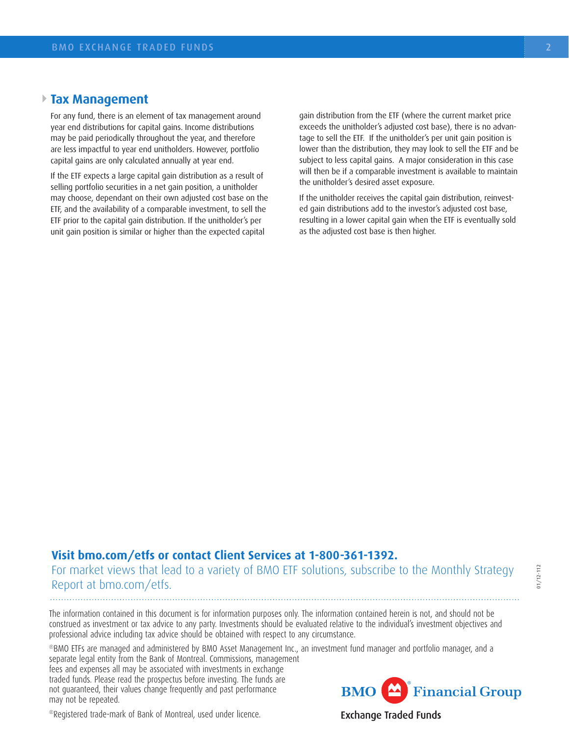## Tax Management

For any fund, there is an element of tax management around year end distributions for capital gains. Income distributions may be paid periodically throughout the year, and therefore are less impactful to year end unitholders. However, portfolio capital gains are only calculated annually at year end.

If the ETF expects a large capital gain distribution as a result of selling portfolio securities in a net gain position, a unitholder may choose, dependant on their own adjusted cost base on the ETF, and the availability of a comparable investment, to sell the ETF prior to the capital gain distribution. If the unitholder's per unit gain position is similar or higher than the expected capital gain distribution from the ETF (where the current market price exceeds the unitholder's adjusted cost base), there is no advantage to sell the ETF. If the unitholder's per unit gain position is lower than the distribution, they may look to sell the ETF and be subject to less capital gains. A major consideration in this case will then be if a comparable investment is available to maintain the unitholder's desired asset exposure.

If the unitholder receives the capital gain distribution, reinvested gain distributions add to the investor's adjusted cost base, resulting in a lower capital gain when the ETF is eventually sold as the adjusted cost base is then higher.

**Visit bmo.com/etfs or contact Client Services at 1-800-361-1392.**

For market views that lead to a variety of BMO ETF solutions, subscribe to the Monthly Strategy Report at bmo.com/etfs.

The information contained in this document is for information purposes only. The information contained herein is not, and should not be construed as investment or tax advice to any party. Investments should be evaluated relative to the individual's investment objectives and professional advice including tax advice should be obtained with respect to any circumstance.

®BMO ETFs are managed and administered by BMO Asset Management Inc., an investment fund manager and portfolio manager, and a separate legal entity from the Bank of Montreal. Commissions, management fees and expenses all may be associated with investments in exchange traded funds. Please read the prospectus before investing. The funds are not guaranteed, their values change frequently and past performance may not be repeated.

®Registered trade-mark of Bank of Montreal, used under licence.

BMO Financial Group

Exchange Traded Funds

01/12-112